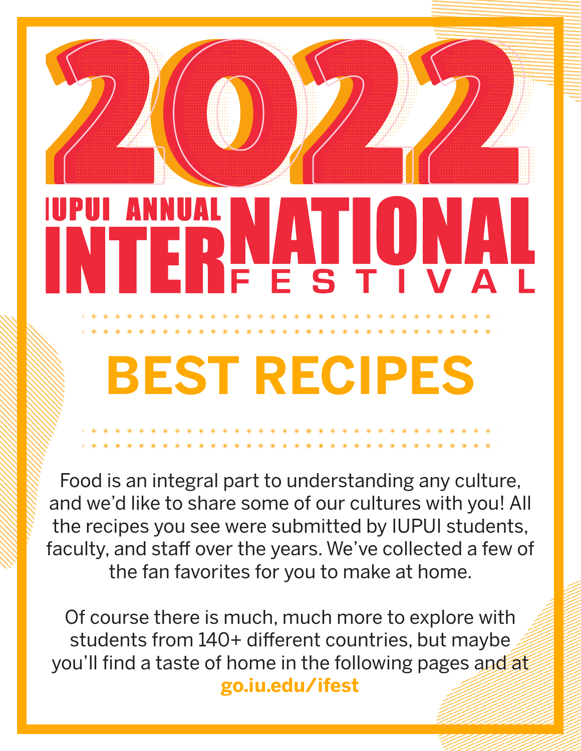# 2022

## IUPUI ANNUAL INTERNATIONAL FESTIVAL

# BEST RECIPES

Food is an integral part to understanding any culture, and we'd like to share some of our cultures with you! All the recipes you see were submitted by IUPUI students, faculty, and staff over the years. We've collected a few of the fan favorites for you to make at home.

Of course there is much, much more to explore with students from 140+ different countries, but maybe you'll find a taste of home in the following pages and at **go.iu.edu/ifest**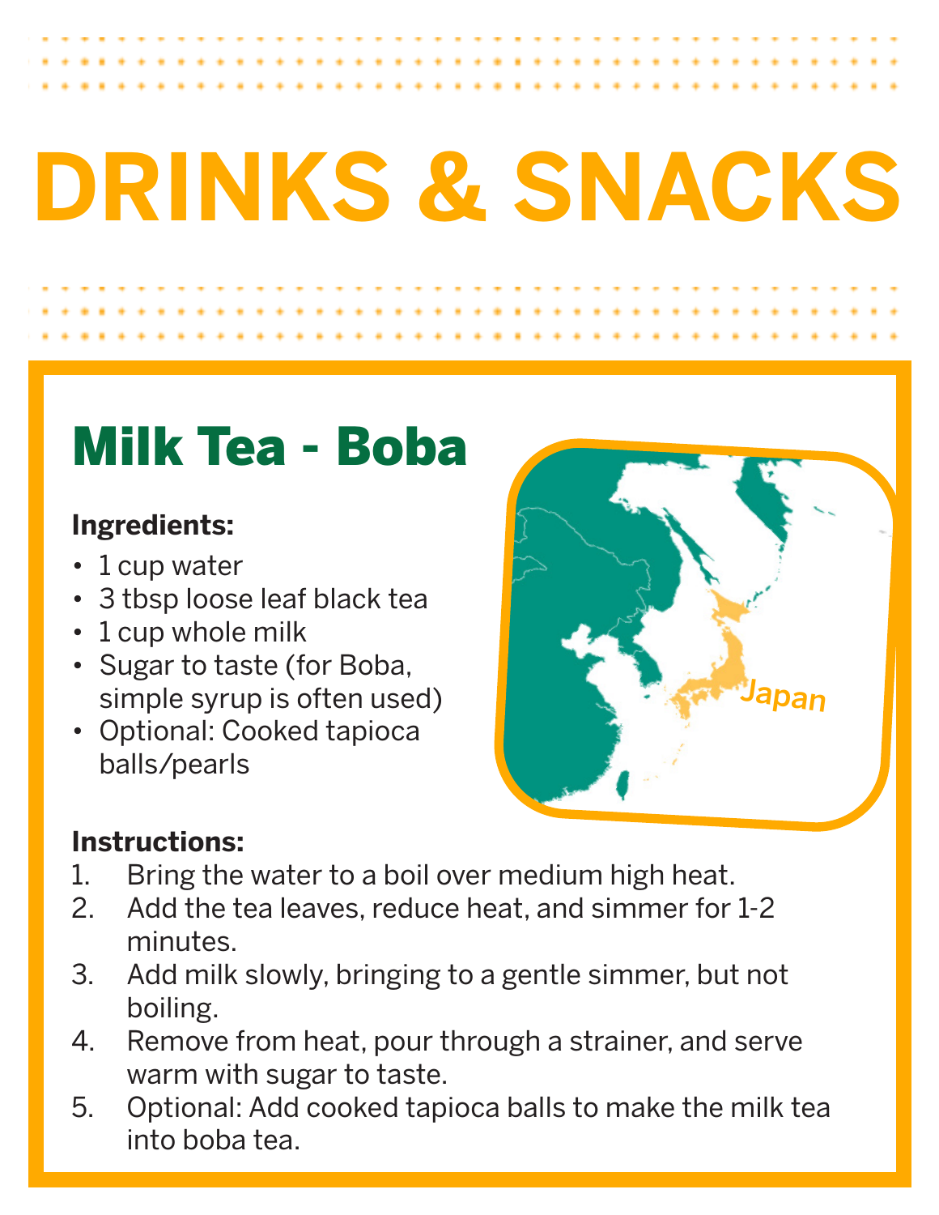# DRINKS & SNACKS

## Milk Tea - Boba

Japan

### Ingredients:

- 1 cup water
- 3 tbsp loose leaf black tea
- 1 cup whole milk
- Sugar to taste (for Boba, simple syrup is often used)
- Optional: Cooked tapioca balls/pearls

### Instructions:

1. Bring the water to a boil over medium high heat.
2. Add the tea leaves, reduce heat, and simmer for 1-2 minutes.
3. Add milk slowly, bringing to a gentle simmer, but not boiling.
4. Remove from heat, pour through a strainer, and serve warm with sugar to taste.
5. Optional: Add cooked tapioca balls to make the milk tea into boba tea.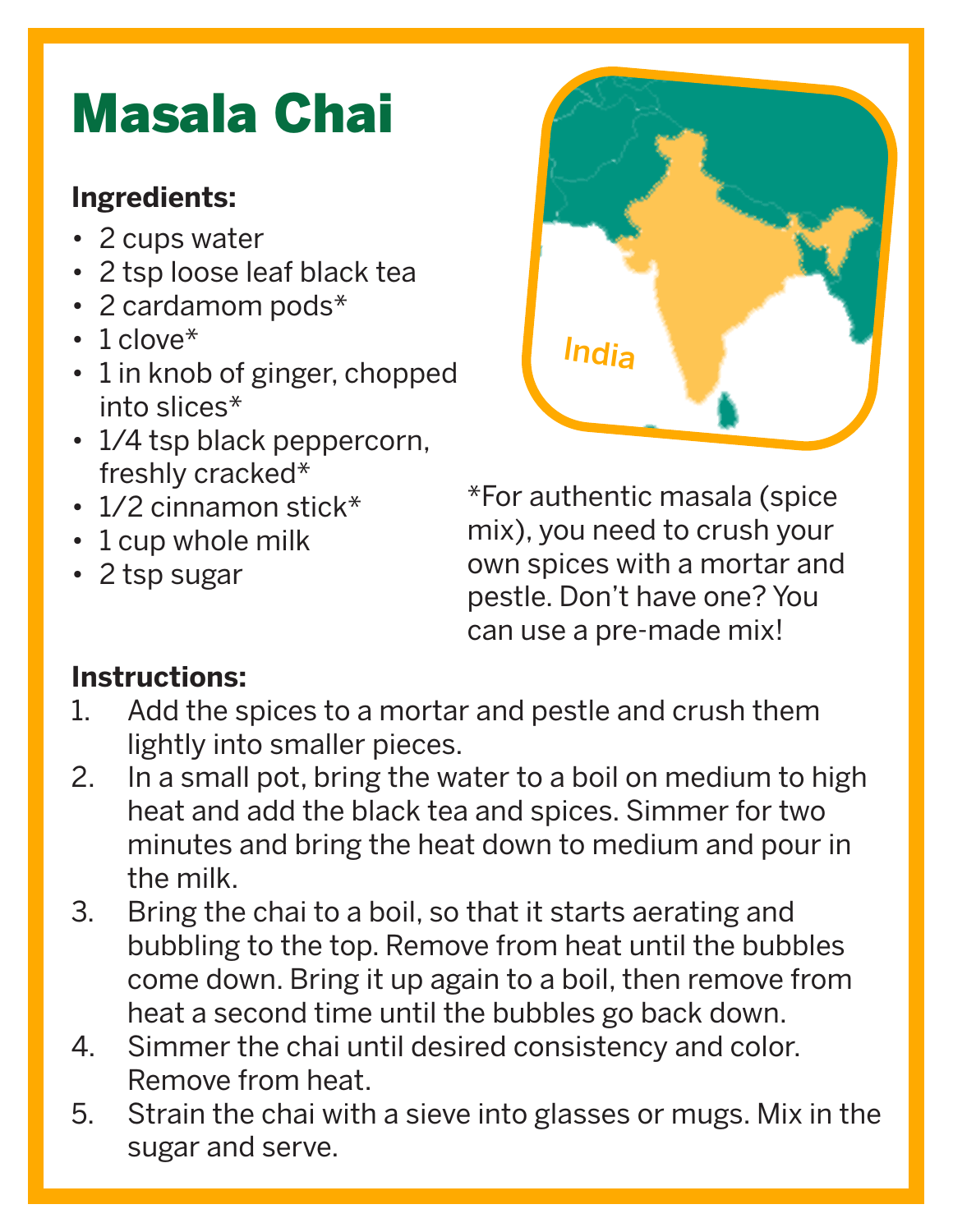# Masala Chai

**Ingredients:**

- 2 cups water
- 2 tsp loose leaf black tea
- 2 cardamom pods*
- 1 clove*
- 1 in knob of ginger, chopped into slices*
- 1/4 tsp black peppercorn, freshly cracked*
- 1/2 cinnamon stick*
- 1 cup whole milk
- 2 tsp sugar

India

*For authentic masala (spice mix), you need to crush your own spices with a mortar and pestle. Don't have one? You can use a pre-made mix!

**Instructions:**

1. Add the spices to a mortar and pestle and crush them lightly into smaller pieces.
2. In a small pot, bring the water to a boil on medium to high heat and add the black tea and spices. Simmer for two minutes and bring the heat down to medium and pour in the milk.
3. Bring the chai to a boil, so that it starts aerating and bubbling to the top. Remove from heat until the bubbles come down. Bring it up again to a boil, then remove from heat a second time until the bubbles go back down.
4. Simmer the chai until desired consistency and color. Remove from heat.
5. Strain the chai with a sieve into glasses or mugs. Mix in the sugar and serve.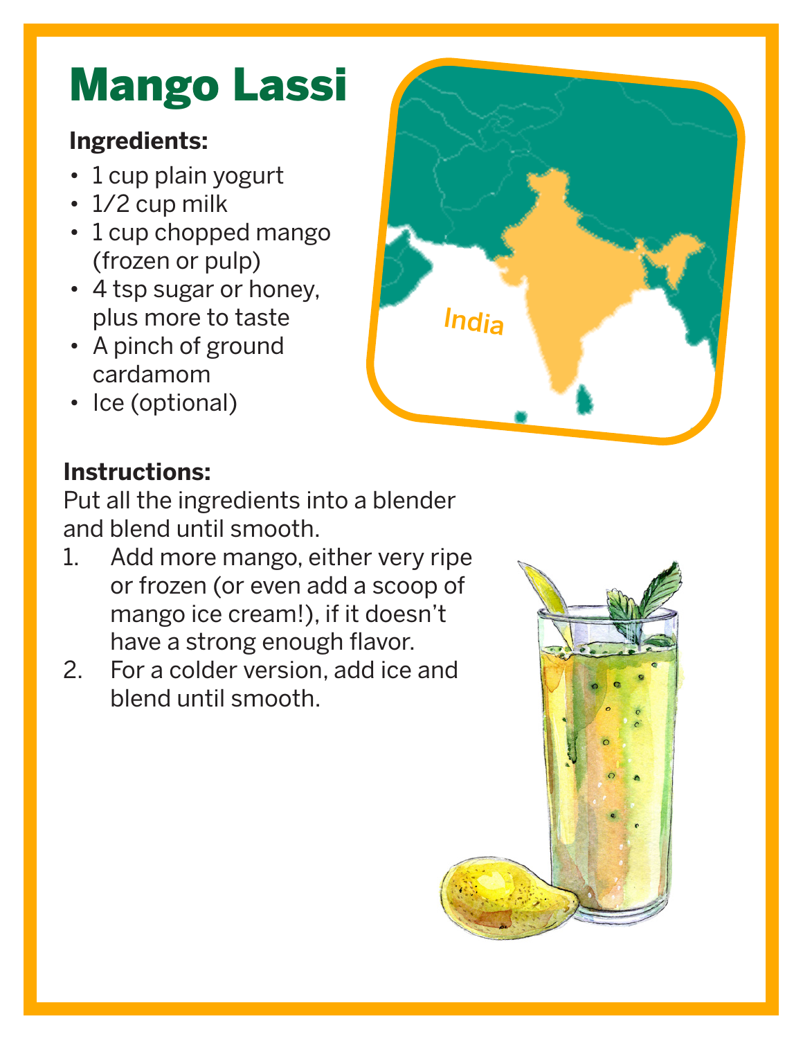# Mango Lassi

**Ingredients:**

- 1 cup plain yogurt
- 1/2 cup milk
- 1 cup chopped mango (frozen or pulp)
- 4 tsp sugar or honey, plus more to taste
- A pinch of ground cardamom
- Ice (optional)

India

**Instructions:**

Put all the ingredients into a blender and blend until smooth.

1. Add more mango, either very ripe or frozen (or even add a scoop of mango ice cream!), if it doesn't have a strong enough flavor.
2. For a colder version, add ice and blend until smooth.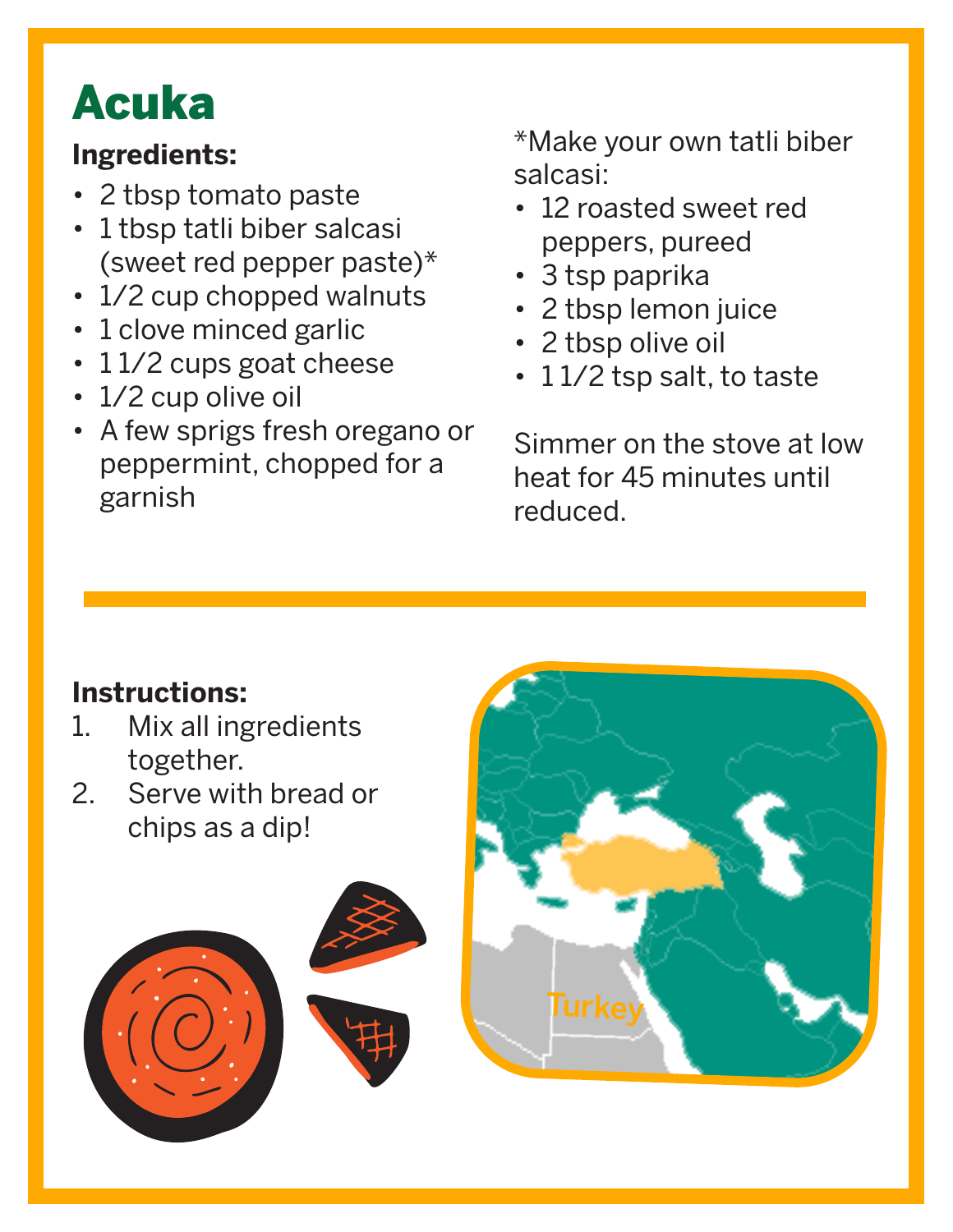# Acuka

**Ingredients:**

- 2 tbsp tomato paste
- 1 tbsp tatli biber salcasi (sweet red pepper paste)*
- 1/2 cup chopped walnuts
- 1 clove minced garlic
- 1 1/2 cups goat cheese
- 1/2 cup olive oil
- A few sprigs fresh oregano or peppermint, chopped for a garnish

*Make your own tatli biber salcasi:

- 12 roasted sweet red peppers, pureed
- 3 tsp paprika
- 2 tbsp lemon juice
- 2 tbsp olive oil
- 1 1/2 tsp salt, to taste

Simmer on the stove at low heat for 45 minutes until reduced.

**Instructions:**

1. Mix all ingredients together.
2. Serve with bread or chips as a dip!

Turkey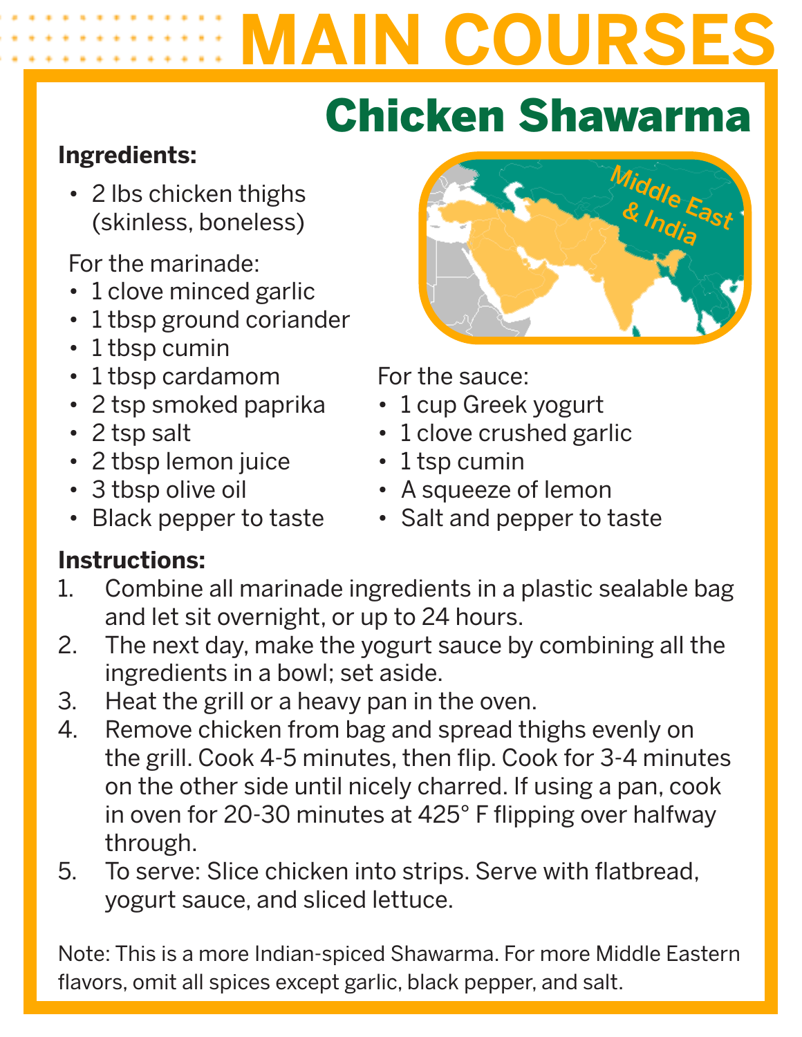# MAIN COURSES

## Chicken Shawarma

Middle East & India

**Ingredients:**

- 2 lbs chicken thighs (skinless, boneless)

For the marinade:

- 1 clove minced garlic
- 1 tbsp ground coriander
- 1 tbsp cumin
- 1 tbsp cardamom
- 2 tsp smoked paprika
- 2 tsp salt
- 2 tbsp lemon juice
- 3 tbsp olive oil
- Black pepper to taste

For the sauce:

- 1 cup Greek yogurt
- 1 clove crushed garlic
- 1 tsp cumin
- A squeeze of lemon
- Salt and pepper to taste

**Instructions:**

1. Combine all marinade ingredients in a plastic sealable bag and let sit overnight, or up to 24 hours.
2. The next day, make the yogurt sauce by combining all the ingredients in a bowl; set aside.
3. Heat the grill or a heavy pan in the oven.
4. Remove chicken from bag and spread thighs evenly on the grill. Cook 4-5 minutes, then flip. Cook for 3-4 minutes on the other side until nicely charred. If using a pan, cook in oven for 20-30 minutes at 425° F flipping over halfway through.
5. To serve: Slice chicken into strips. Serve with flatbread, yogurt sauce, and sliced lettuce.

Note: This is a more Indian-spiced Shawarma. For more Middle Eastern flavors, omit all spices except garlic, black pepper, and salt.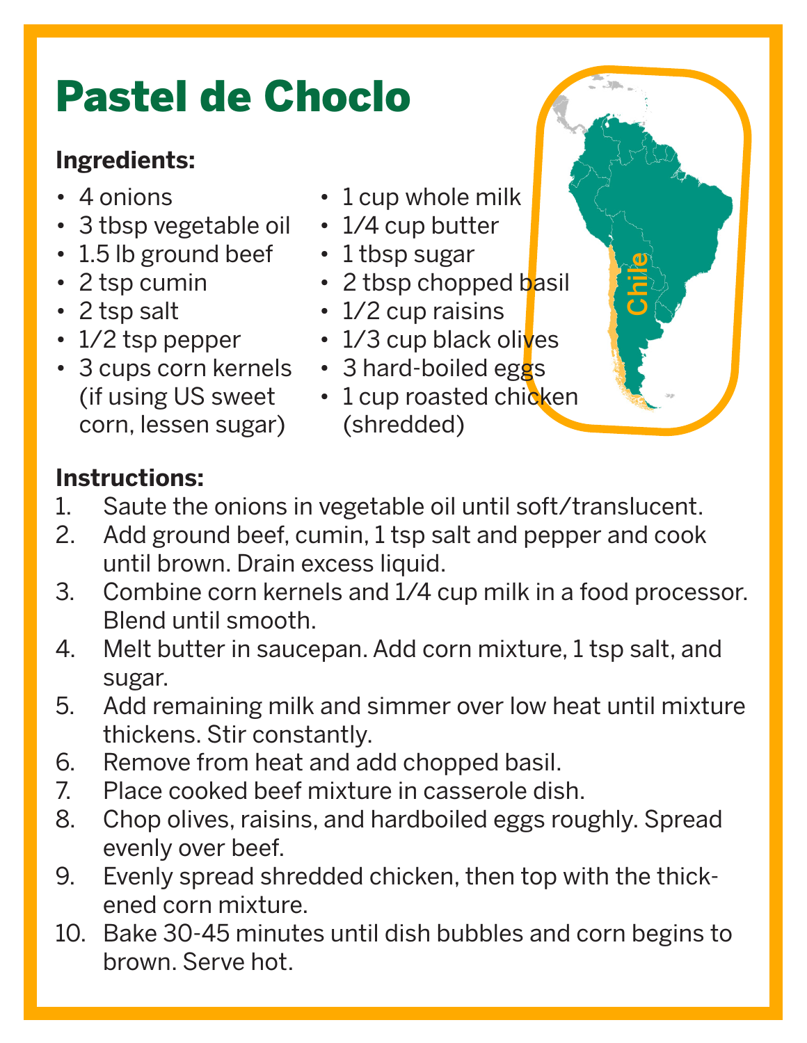# Pastel de Choclo

**Ingredients:**

- 4 onions
- 3 tbsp vegetable oil
- 1.5 lb ground beef
- 2 tsp cumin
- 2 tsp salt
- 1/2 tsp pepper
- 3 cups corn kernels (if using US sweet corn, lessen sugar)
- 1 cup whole milk
- 1/4 cup butter
- 1 tbsp sugar
- 2 tbsp chopped basil
- 1/2 cup raisins
- 1/3 cup black olives
- 3 hard-boiled eggs
- 1 cup roasted chicken (shredded)

Chile

**Instructions:**

1. Saute the onions in vegetable oil until soft/translucent.
2. Add ground beef, cumin, 1 tsp salt and pepper and cook until brown. Drain excess liquid.
3. Combine corn kernels and 1/4 cup milk in a food processor. Blend until smooth.
4. Melt butter in saucepan. Add corn mixture, 1 tsp salt, and sugar.
5. Add remaining milk and simmer over low heat until mixture thickens. Stir constantly.
6. Remove from heat and add chopped basil.
7. Place cooked beef mixture in casserole dish.
8. Chop olives, raisins, and hardboiled eggs roughly. Spread evenly over beef.
9. Evenly spread shredded chicken, then top with the thickened corn mixture.
10. Bake 30-45 minutes until dish bubbles and corn begins to brown. Serve hot.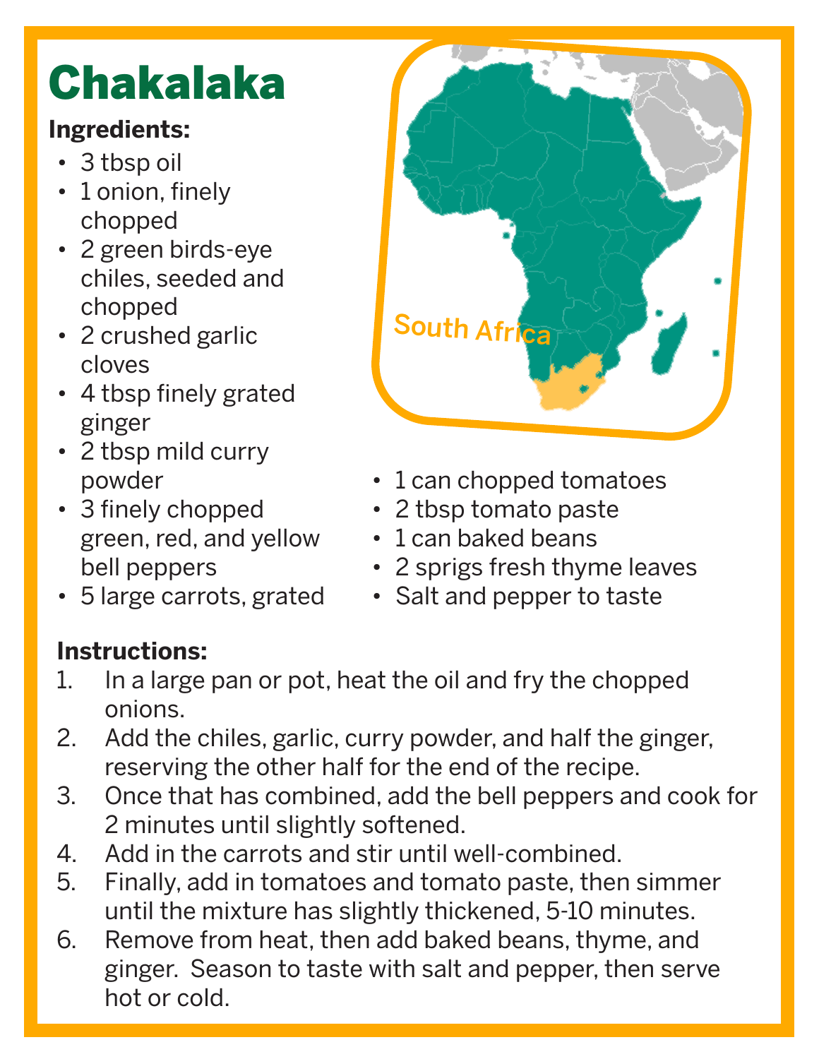# Chakalaka

South Africa

**Ingredients:**

- 3 tbsp oil
- 1 onion, finely chopped
- 2 green birds-eye chiles, seeded and chopped
- 2 crushed garlic cloves
- 4 tbsp finely grated ginger
- 2 tbsp mild curry powder
- 3 finely chopped green, red, and yellow bell peppers
- 5 large carrots, grated
- 1 can chopped tomatoes
- 2 tbsp tomato paste
- 1 can baked beans
- 2 sprigs fresh thyme leaves
- Salt and pepper to taste

**Instructions:**

1. In a large pan or pot, heat the oil and fry the chopped onions.
2. Add the chiles, garlic, curry powder, and half the ginger, reserving the other half for the end of the recipe.
3. Once that has combined, add the bell peppers and cook for 2 minutes until slightly softened.
4. Add in the carrots and stir until well-combined.
5. Finally, add in tomatoes and tomato paste, then simmer until the mixture has slightly thickened, 5-10 minutes.
6. Remove from heat, then add baked beans, thyme, and ginger. Season to taste with salt and pepper, then serve hot or cold.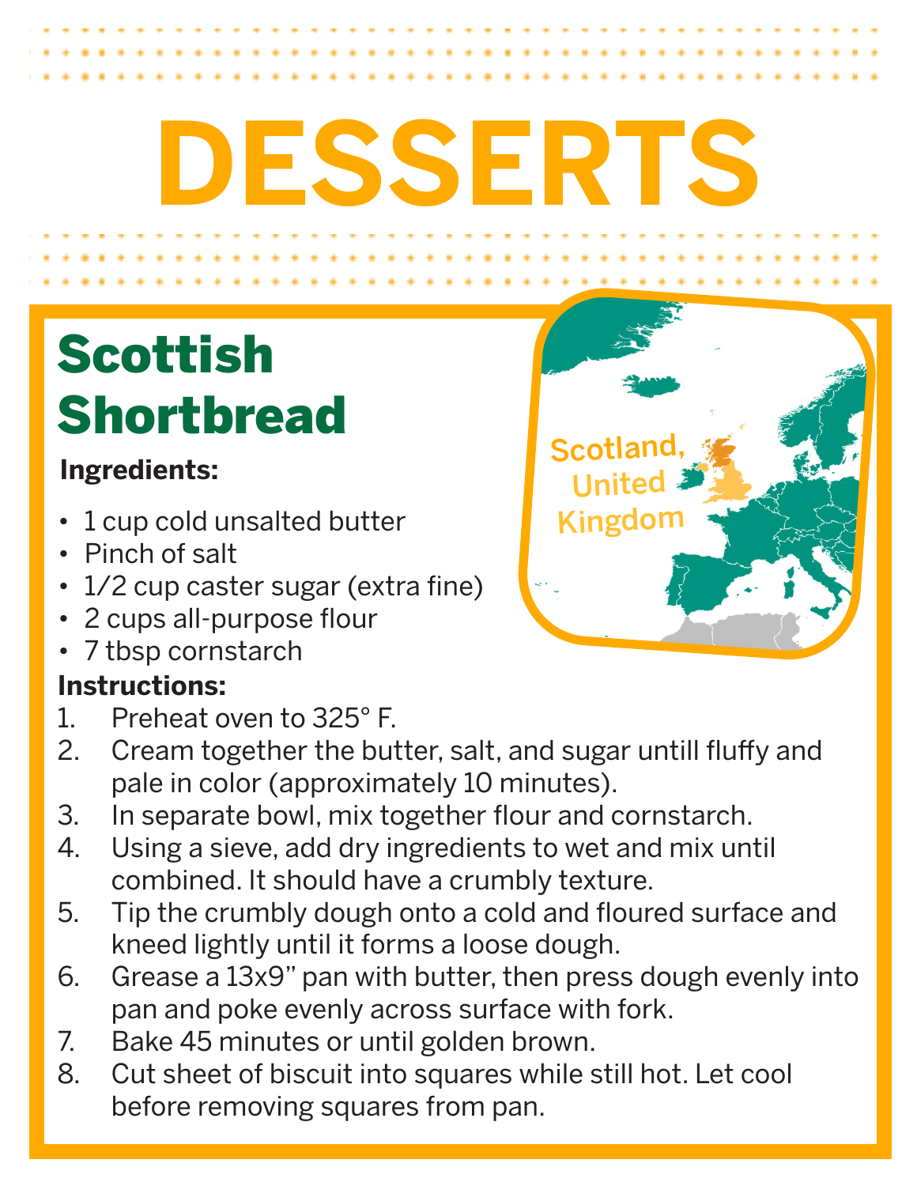# DESSERTS

## Scottish Shortbread

Scotland, United Kingdom

**Ingredients:**

- 1 cup cold unsalted butter
- Pinch of salt
- 1/2 cup caster sugar (extra fine)
- 2 cups all-purpose flour
- 7 tbsp cornstarch

**Instructions:**

1. Preheat oven to 325° F.
2. Cream together the butter, salt, and sugar untill fluffy and pale in color (approximately 10 minutes).
3. In separate bowl, mix together flour and cornstarch.
4. Using a sieve, add dry ingredients to wet and mix until combined. It should have a crumbly texture.
5. Tip the crumbly dough onto a cold and floured surface and kneed lightly until it forms a loose dough.
6. Grease a 13x9" pan with butter, then press dough evenly into pan and poke evenly across surface with fork.
7. Bake 45 minutes or until golden brown.
8. Cut sheet of biscuit into squares while still hot. Let cool before removing squares from pan.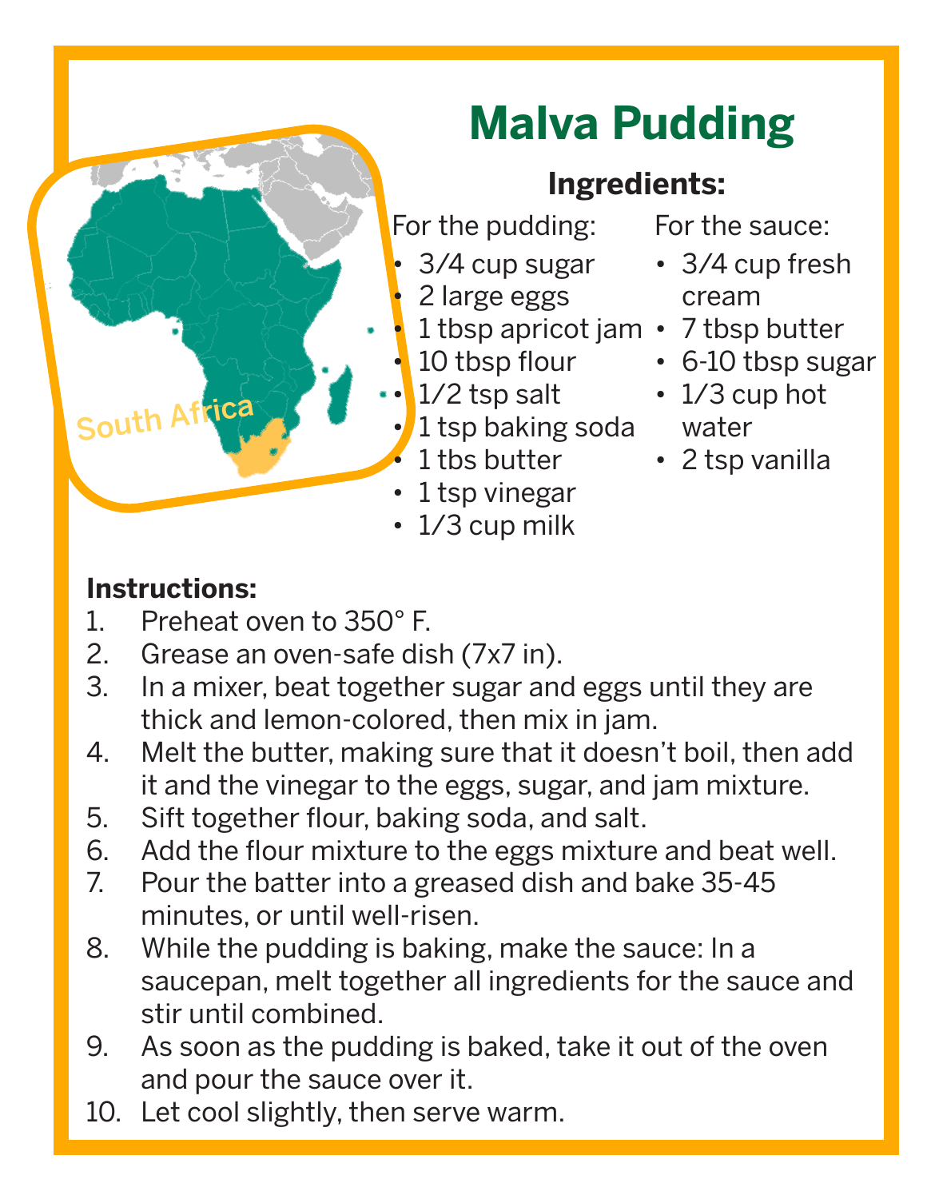# Malva Pudding

South Africa

## Ingredients:

For the pudding:

- 3/4 cup sugar
- 2 large eggs
- 1 tbsp apricot jam
- 10 tbsp flour
- 1/2 tsp salt
- 1 tsp baking soda
- 1 tbs butter
- 1 tsp vinegar
- 1/3 cup milk

For the sauce:

- 3/4 cup fresh cream
- 7 tbsp butter
- 6-10 tbsp sugar
- 1/3 cup hot water
- 2 tsp vanilla

**Instructions:**

1. Preheat oven to 350° F.
2. Grease an oven-safe dish (7x7 in).
3. In a mixer, beat together sugar and eggs until they are thick and lemon-colored, then mix in jam.
4. Melt the butter, making sure that it doesn't boil, then add it and the vinegar to the eggs, sugar, and jam mixture.
5. Sift together flour, baking soda, and salt.
6. Add the flour mixture to the eggs mixture and beat well.
7. Pour the batter into a greased dish and bake 35-45 minutes, or until well-risen.
8. While the pudding is baking, make the sauce: In a saucepan, melt together all ingredients for the sauce and stir until combined.
9. As soon as the pudding is baked, take it out of the oven and pour the sauce over it.
10. Let cool slightly, then serve warm.